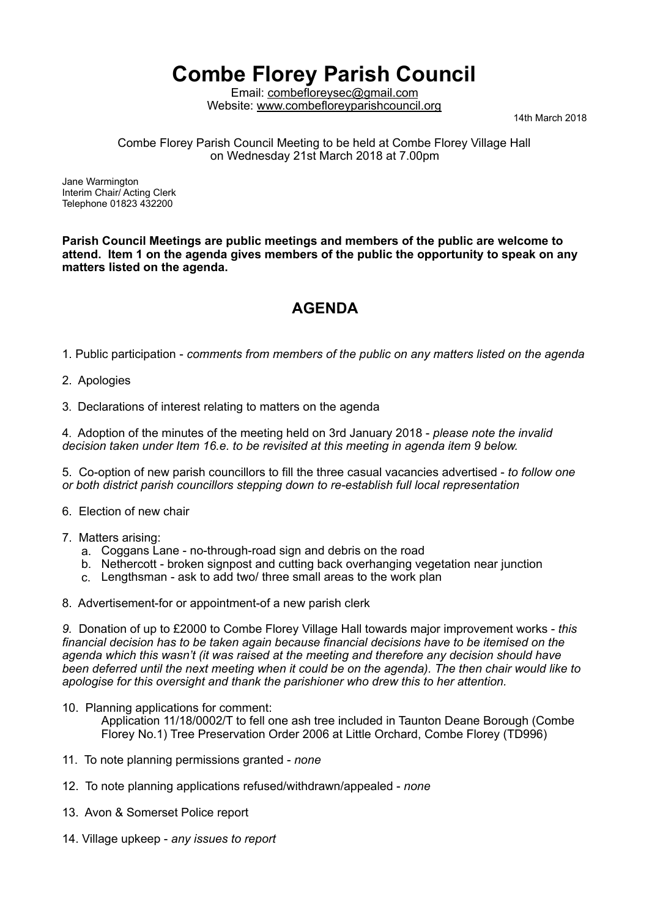# Combe Florey Parish Council

Email: combefloreysec@gmail.com
Website: www.combefloreyparishcouncil.org

14th March 2018

Combe Florey Parish Council Meeting to be held at Combe Florey Village Hall on Wednesday 21st March 2018 at 7.00pm

Jane Warmington
Interim Chair/ Acting Clerk
Telephone 01823 432200

**Parish Council Meetings are public meetings and members of the public are welcome to attend. Item 1 on the agenda gives members of the public the opportunity to speak on any matters listed on the agenda.**

## AGENDA

1. Public participation - *comments from members of the public on any matters listed on the agenda*

2. Apologies

3. Declarations of interest relating to matters on the agenda

4. Adoption of the minutes of the meeting held on 3rd January 2018 - *please note the invalid decision taken under Item 16.e. to be revisited at this meeting in agenda item 9 below.*

5. Co-option of new parish councillors to fill the three casual vacancies advertised - *to follow one or both district parish councillors stepping down to re-establish full local representation*

6. Election of new chair

7. Matters arising:
   a. Coggans Lane - no-through-road sign and debris on the road
   b. Nethercott - broken signpost and cutting back overhanging vegetation near junction
   c. Lengthsman - ask to add two/ three small areas to the work plan

8. Advertisement-for or appointment-of a new parish clerk

*9.* Donation of up to £2000 to Combe Florey Village Hall towards major improvement works - *this financial decision has to be taken again because financial decisions have to be itemised on the agenda which this wasn't (it was raised at the meeting and therefore any decision should have been deferred until the next meeting when it could be on the agenda). The then chair would like to apologise for this oversight and thank the parishioner who drew this to her attention.*

10. Planning applications for comment:
    Application 11/18/0002/T to fell one ash tree included in Taunton Deane Borough (Combe Florey No.1) Tree Preservation Order 2006 at Little Orchard, Combe Florey (TD996)

11. To note planning permissions granted - *none*

12. To note planning applications refused/withdrawn/appealed - *none*

13. Avon & Somerset Police report

14. Village upkeep - *any issues to report*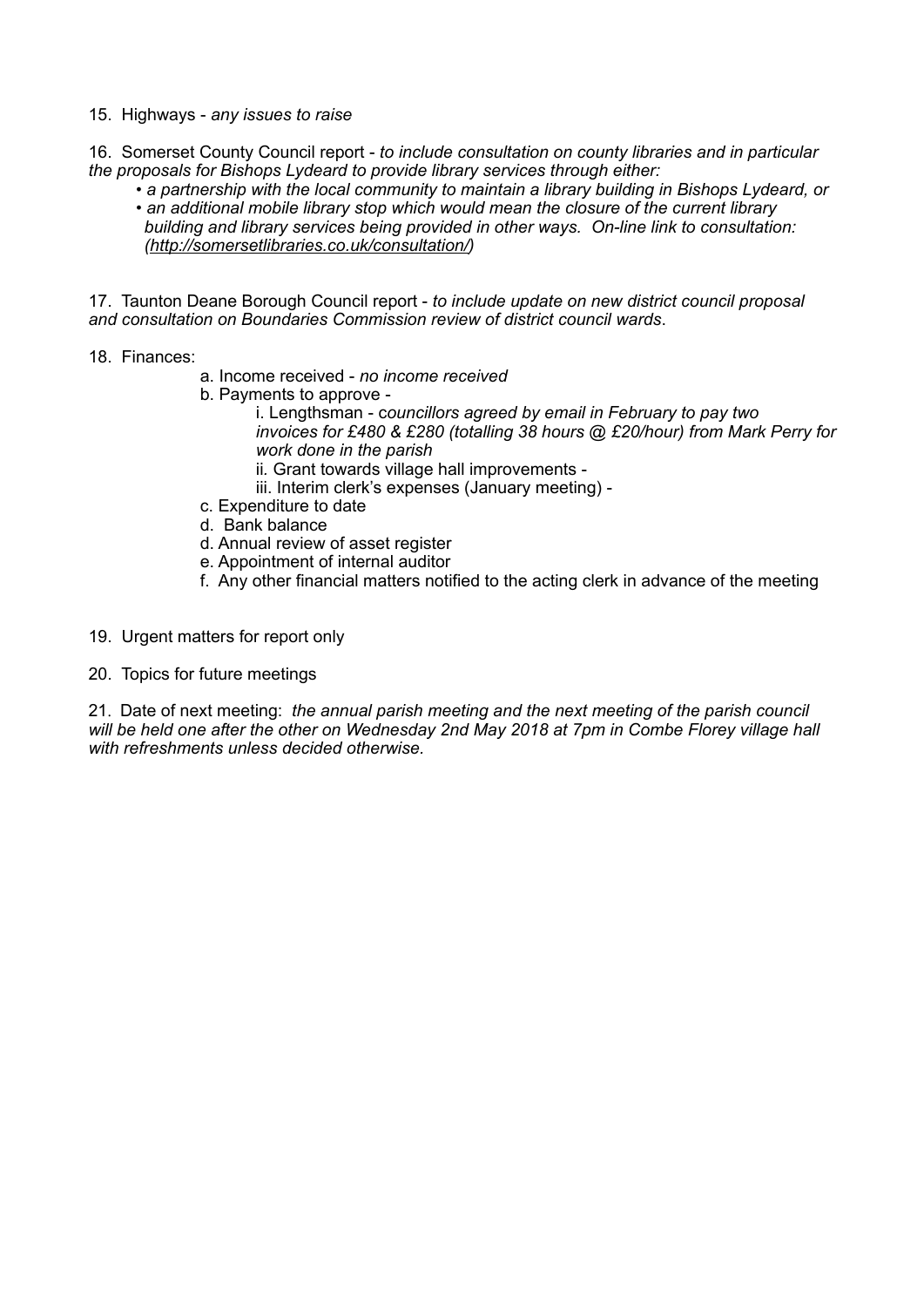15. Highways - *any issues to raise*

16. Somerset County Council report - *to include consultation on county libraries and in particular the proposals for Bishops Lydeard to provide library services through either:*

- *a partnership with the local community to maintain a library building in Bishops Lydeard, or*
- *an additional mobile library stop which would mean the closure of the current library building and library services being provided in other ways. On-line link to consultation: (http://somersetlibraries.co.uk/consultation/)*

17. Taunton Deane Borough Council report - *to include update on new district council proposal and consultation on Boundaries Commission review of district council wards*.

18. Finances:

a. Income received - *no income received*

b. Payments to approve -

i. Lengthsman - *councillors agreed by email in February to pay two invoices for £480 & £280 (totalling 38 hours @ £20/hour) from Mark Perry for work done in the parish*

ii. Grant towards village hall improvements -

iii. Interim clerk's expenses (January meeting) -

c. Expenditure to date

d. Bank balance

d. Annual review of asset register

e. Appointment of internal auditor

f. Any other financial matters notified to the acting clerk in advance of the meeting

19. Urgent matters for report only

20. Topics for future meetings

21. Date of next meeting: *the annual parish meeting and the next meeting of the parish council will be held one after the other on Wednesday 2nd May 2018 at 7pm in Combe Florey village hall with refreshments unless decided otherwise.*